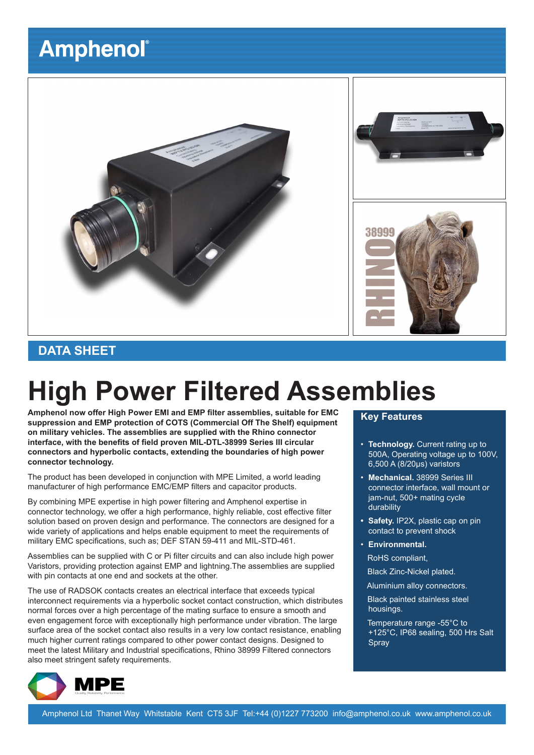Amphenol®

## DATA SHEET

# High Power Filtered Assemblies

**Amphenol now offer High Power EMI and EMP filter assemblies, suitable for EMC suppression and EMP protection of COTS (Commercial Off The Shelf) equipment on military vehicles. The assemblies are supplied with the Rhino connector interface, with the benefits of field proven MIL-DTL-38999 Series III circular connectors and hyperbolic contacts, extending the boundaries of high power connector technology.**

The product has been developed in conjunction with MPE Limited, a world leading manufacturer of high performance EMC/EMP filters and capacitor products.

By combining MPE expertise in high power filtering and Amphenol expertise in connector technology, we offer a high performance, highly reliable, cost effective filter solution based on proven design and performance. The connectors are designed for a wide variety of applications and helps enable equipment to meet the requirements of military EMC specifications, such as; DEF STAN 59-411 and MIL-STD-461.

Assemblies can be supplied with C or Pi filter circuits and can also include high power Varistors, providing protection against EMP and lightning.The assemblies are supplied with pin contacts at one end and sockets at the other.

The use of RADSOK contacts creates an electrical interface that exceeds typical interconnect requirements via a hyperbolic socket contact construction, which distributes normal forces over a high percentage of the mating surface to ensure a smooth and even engagement force with exceptionally high performance under vibration. The large surface area of the socket contact also results in a very low contact resistance, enabling much higher current ratings compared to other power contact designs. Designed to meet the latest Military and Industrial specifications, Rhino 38999 Filtered connectors also meet stringent safety requirements.

## Key Features

- **Technology.** Current rating up to 500A, Operating voltage up to 100V, 6,500 A (8/20µs) varistors
- **Mechanical.** 38999 Series III connector interface, wall mount or jam-nut, 500+ mating cycle durability
- **Safety.** IP2X, plastic cap on pin contact to prevent shock
- **Environmental.**

  RoHS compliant,

  Black Zinc-Nickel plated.

  Aluminium alloy connectors.

  Black painted stainless steel housings.

  Temperature range -55°C to +125°C, IP68 sealing, 500 Hrs Salt Spray

MPE Quality, Reliability, Performance

Amphenol Ltd Thanet Way Whitstable Kent CT5 3JF Tel:+44 (0)1227 773200 info@amphenol.co.uk www.amphenol.co.uk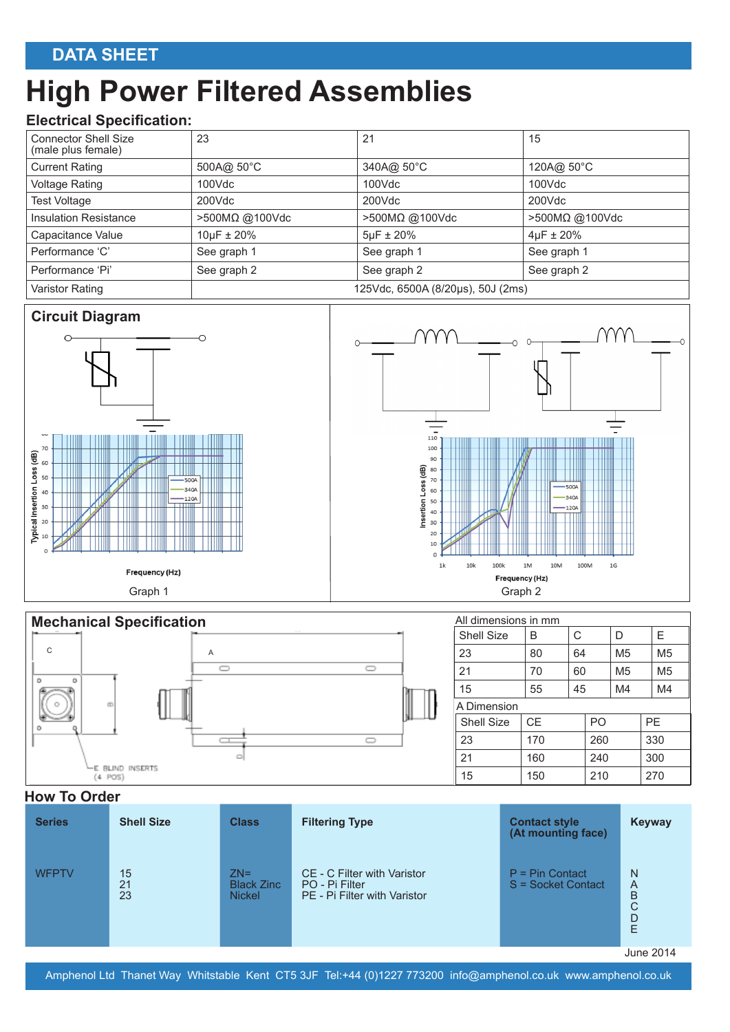DATA SHEET

# High Power Filtered Assemblies

## Electrical Specification:

| | | | |
|---|---|---|---|
| Connector Shell Size (male plus female) | 23 | 21 | 15 |
| Current Rating | 500A@ 50°C | 340A@ 50°C | 120A@ 50°C |
| Voltage Rating | 100Vdc | 100Vdc | 100Vdc |
| Test Voltage | 200Vdc | 200Vdc | 200Vdc |
| Insulation Resistance | >500MΩ @100Vdc | >500MΩ @100Vdc | >500MΩ @100Vdc |
| Capacitance Value | 10µF ± 20% | 5µF ± 20% | 4µF ± 20% |
| Performance 'C' | See graph 1 | See graph 1 | See graph 1 |
| Performance 'Pi' | See graph 2 | See graph 2 | See graph 2 |
| Varistor Rating | 125Vdc, 6500A (8/20µs), 50J (2ms) | | |

## Circuit Diagram

Typical Insertion Loss (dB)
0 10 20 30 40 50 60 70
500A
340A
120A
Frequency (Hz)

Graph 1

Insertion Loss (dB)
0 10 20 30 40 50 60 70 80 90 100 110
500A
340A
120A
1k 10k 100k 1M 10M 100M 1G
Frequency (Hz)

Graph 2

## Mechanical Specification

C
A
B
E BLIND INSERTS (4 POS)

All dimensions in mm

| Shell Size | B | C | D | E |
|---|---|---|---|---|
| 23 | 80 | 64 | M5 | M5 |
| 21 | 70 | 60 | M5 | M5 |
| 15 | 55 | 45 | M4 | M4 |

A Dimension

| Shell Size | CE | PO | PE |
|---|---|---|---|
| 23 | 170 | 260 | 330 |
| 21 | 160 | 240 | 300 |
| 15 | 150 | 210 | 270 |

## How To Order

| Series | Shell Size | Class | Filtering Type | Contact style (At mounting face) | Keyway |
|---|---|---|---|---|---|
| WFPTV | 15<br>21<br>23 | ZN= Black Zinc Nickel | CE - C Filter with Varistor<br>PO - Pi Filter<br>PE - Pi Filter with Varistor | P = Pin Contact<br>S = Socket Contact | N<br>A<br>B<br>C<br>D<br>E |

June 2014

Amphenol Ltd Thanet Way Whitstable Kent CT5 3JF Tel:+44 (0)1227 773200 info@amphenol.co.uk www.amphenol.co.uk